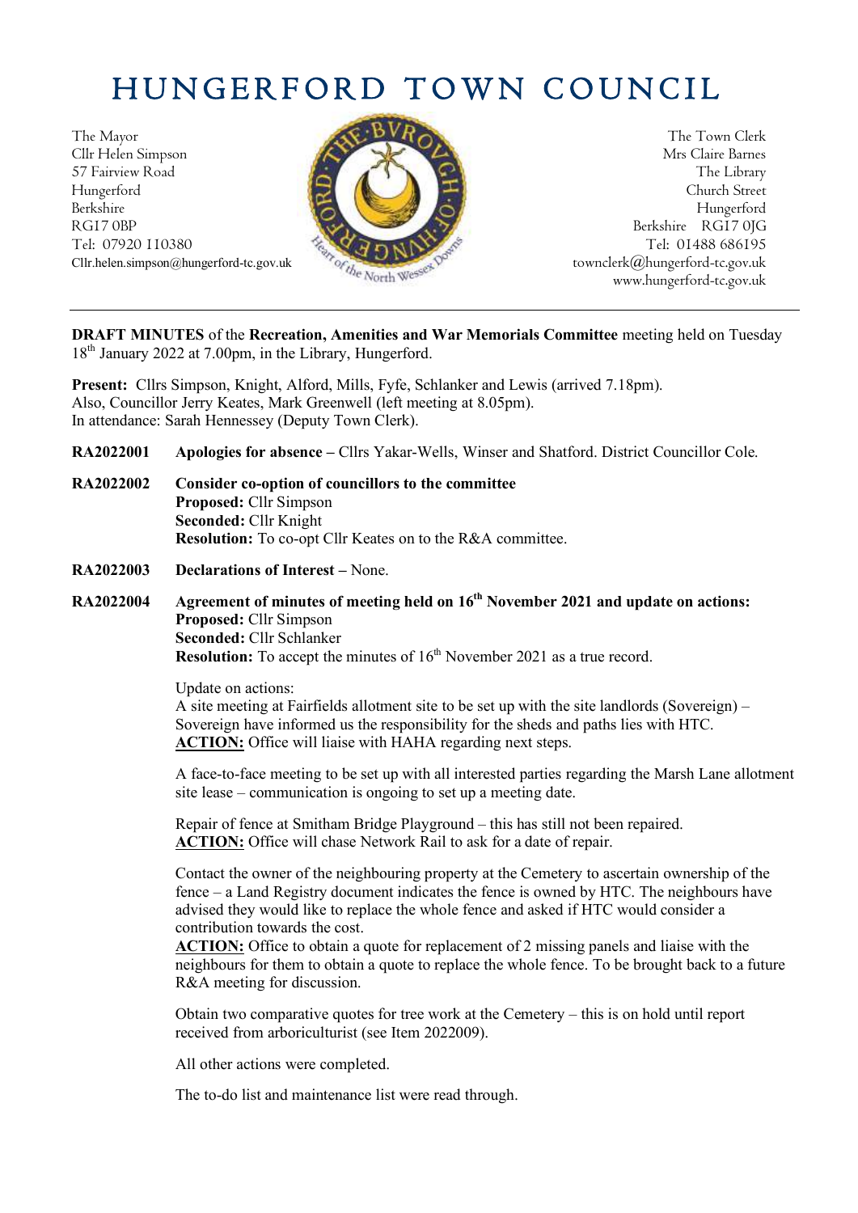# HUNGERFORD TOWN COUNCIL

The Mayor
Cllr Helen Simpson
57 Fairview Road
Hungerford
Berkshire
RG17 0BP
Tel: 07920 110380
Cllr.helen.simpson@hungerford-tc.gov.uk

The Town Clerk
Mrs Claire Barnes
The Library
Church Street
Hungerford
Berkshire RG17 0JG
Tel: 01488 686195
townclerk@hungerford-tc.gov.uk
www.hungerford-tc.gov.uk

---

**DRAFT MINUTES** of the **Recreation, Amenities and War Memorials Committee** meeting held on Tuesday 18th January 2022 at 7.00pm, in the Library, Hungerford.

**Present:** Cllrs Simpson, Knight, Alford, Mills, Fyfe, Schlanker and Lewis (arrived 7.18pm).
Also, Councillor Jerry Keates, Mark Greenwell (left meeting at 8.05pm).
In attendance: Sarah Hennessey (Deputy Town Clerk).

**RA2022001** **Apologies for absence –** Cllrs Yakar-Wells, Winser and Shatford. District Councillor Cole.

**RA2022002** **Consider co-option of councillors to the committee**
**Proposed:** Cllr Simpson
**Seconded:** Cllr Knight
**Resolution:** To co-opt Cllr Keates on to the R&A committee.

**RA2022003** **Declarations of Interest –** None.

**RA2022004** **Agreement of minutes of meeting held on 16th November 2021 and update on actions:**
**Proposed:** Cllr Simpson
**Seconded:** Cllr Schlanker
**Resolution:** To accept the minutes of 16th November 2021 as a true record.

Update on actions:
A site meeting at Fairfields allotment site to be set up with the site landlords (Sovereign) – Sovereign have informed us the responsibility for the sheds and paths lies with HTC.
**ACTION:** Office will liaise with HAHA regarding next steps.

A face-to-face meeting to be set up with all interested parties regarding the Marsh Lane allotment site lease – communication is ongoing to set up a meeting date.

Repair of fence at Smitham Bridge Playground – this has still not been repaired.
**ACTION:** Office will chase Network Rail to ask for a date of repair.

Contact the owner of the neighbouring property at the Cemetery to ascertain ownership of the fence – a Land Registry document indicates the fence is owned by HTC. The neighbours have advised they would like to replace the whole fence and asked if HTC would consider a contribution towards the cost.
**ACTION:** Office to obtain a quote for replacement of 2 missing panels and liaise with the neighbours for them to obtain a quote to replace the whole fence. To be brought back to a future R&A meeting for discussion.

Obtain two comparative quotes for tree work at the Cemetery – this is on hold until report received from arboriculturist (see Item 2022009).

All other actions were completed.

The to-do list and maintenance list were read through.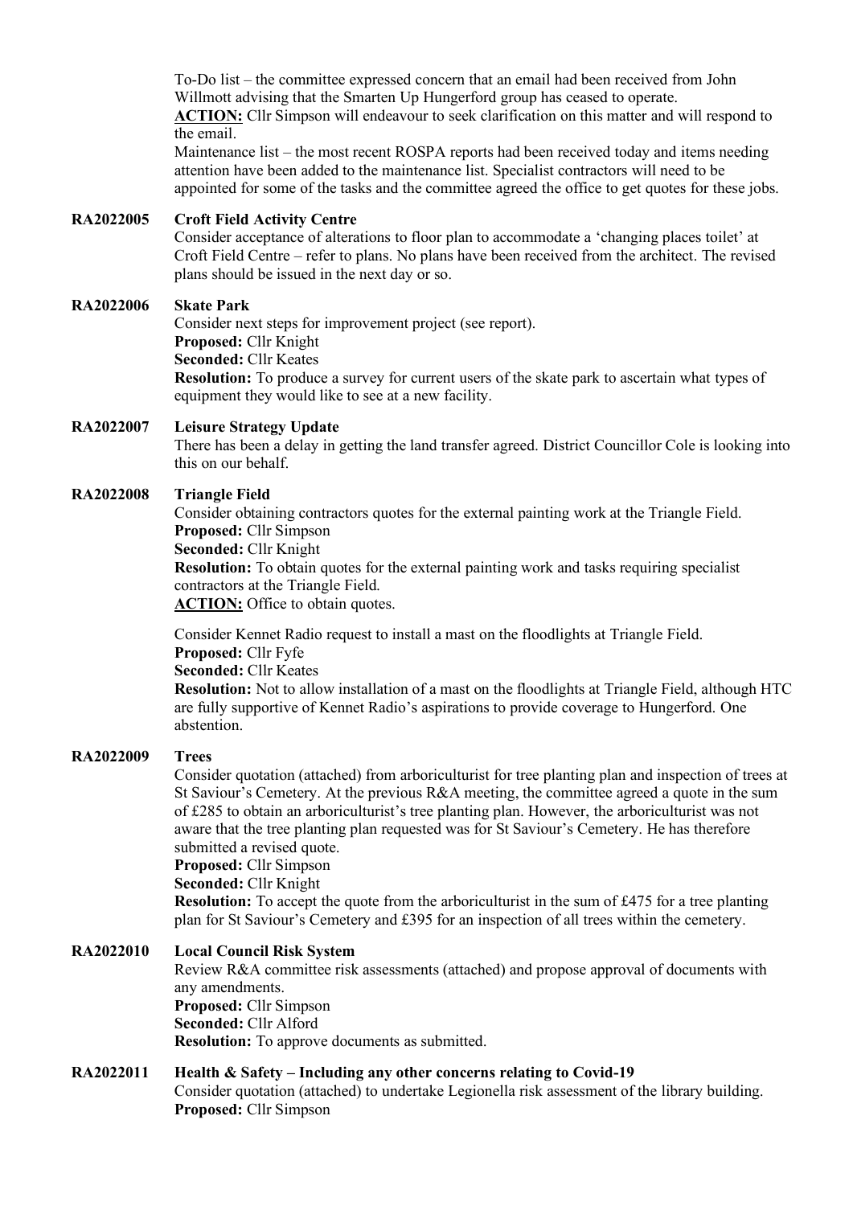To-Do list – the committee expressed concern that an email had been received from John Willmott advising that the Smarten Up Hungerford group has ceased to operate.
**ACTION:** Cllr Simpson will endeavour to seek clarification on this matter and will respond to the email.
Maintenance list – the most recent ROSPA reports had been received today and items needing attention have been added to the maintenance list. Specialist contractors will need to be appointed for some of the tasks and the committee agreed the office to get quotes for these jobs.

**RA2022005 Croft Field Activity Centre**
Consider acceptance of alterations to floor plan to accommodate a 'changing places toilet' at Croft Field Centre – refer to plans. No plans have been received from the architect. The revised plans should be issued in the next day or so.

**RA2022006 Skate Park**
Consider next steps for improvement project (see report).
**Proposed:** Cllr Knight
**Seconded:** Cllr Keates
**Resolution:** To produce a survey for current users of the skate park to ascertain what types of equipment they would like to see at a new facility.

**RA2022007 Leisure Strategy Update**
There has been a delay in getting the land transfer agreed. District Councillor Cole is looking into this on our behalf.

**RA2022008 Triangle Field**
Consider obtaining contractors quotes for the external painting work at the Triangle Field.
**Proposed:** Cllr Simpson
**Seconded:** Cllr Knight
**Resolution:** To obtain quotes for the external painting work and tasks requiring specialist contractors at the Triangle Field.
**ACTION:** Office to obtain quotes.

Consider Kennet Radio request to install a mast on the floodlights at Triangle Field.
**Proposed:** Cllr Fyfe
**Seconded:** Cllr Keates
**Resolution:** Not to allow installation of a mast on the floodlights at Triangle Field, although HTC are fully supportive of Kennet Radio's aspirations to provide coverage to Hungerford. One abstention.

**RA2022009 Trees**
Consider quotation (attached) from arboriculturist for tree planting plan and inspection of trees at St Saviour's Cemetery. At the previous R&A meeting, the committee agreed a quote in the sum of £285 to obtain an arboriculturist's tree planting plan. However, the arboriculturist was not aware that the tree planting plan requested was for St Saviour's Cemetery. He has therefore submitted a revised quote.
**Proposed:** Cllr Simpson
**Seconded:** Cllr Knight
**Resolution:** To accept the quote from the arboriculturist in the sum of £475 for a tree planting plan for St Saviour's Cemetery and £395 for an inspection of all trees within the cemetery.

**RA2022010 Local Council Risk System**
Review R&A committee risk assessments (attached) and propose approval of documents with any amendments.
**Proposed:** Cllr Simpson
**Seconded:** Cllr Alford
**Resolution:** To approve documents as submitted.

**RA2022011 Health & Safety – Including any other concerns relating to Covid-19**
Consider quotation (attached) to undertake Legionella risk assessment of the library building.
**Proposed:** Cllr Simpson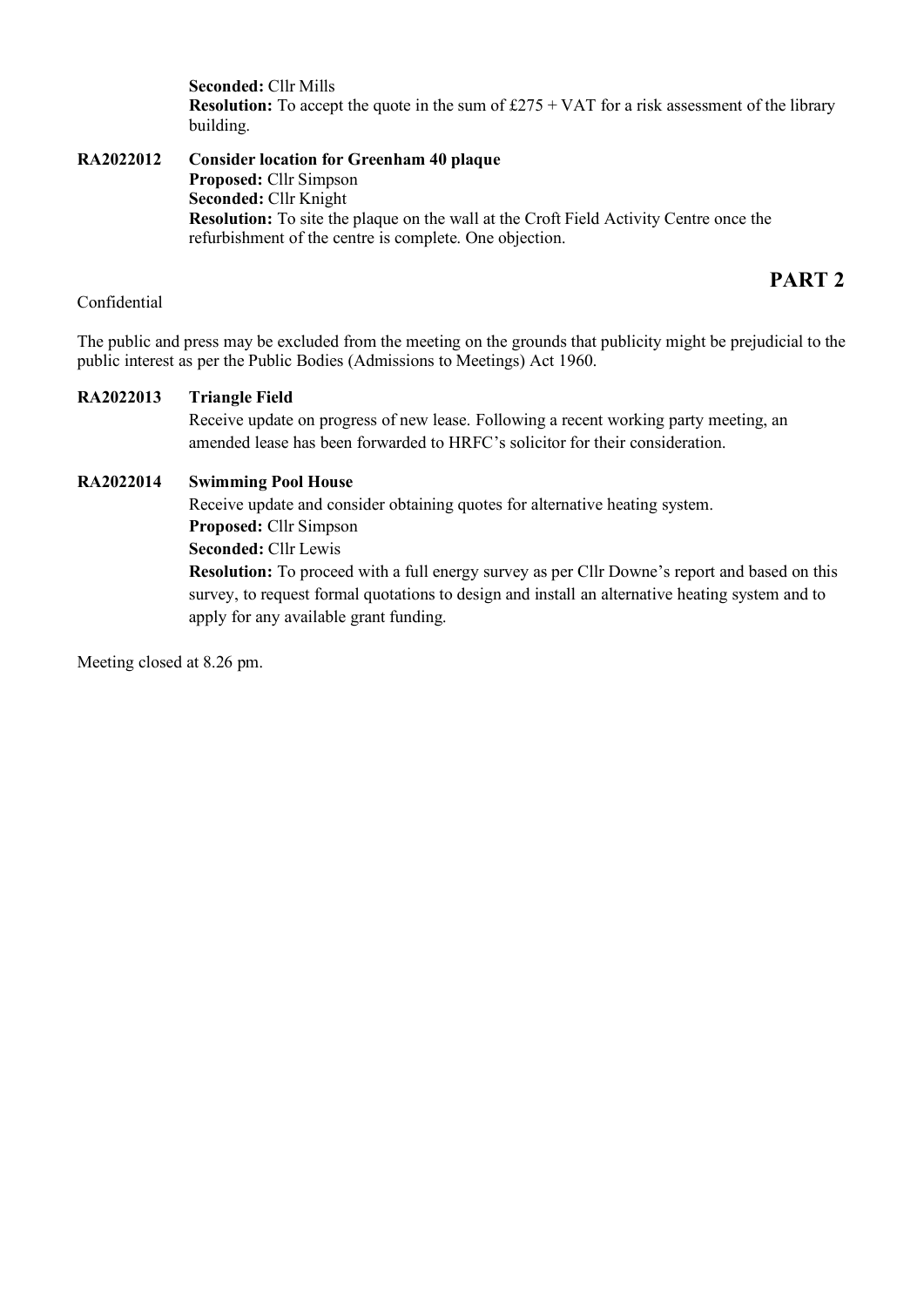**Seconded:** Cllr Mills
**Resolution:** To accept the quote in the sum of £275 + VAT for a risk assessment of the library building.

**RA2022012 Consider location for Greenham 40 plaque**
**Proposed:** Cllr Simpson
**Seconded:** Cllr Knight
**Resolution:** To site the plaque on the wall at the Croft Field Activity Centre once the refurbishment of the centre is complete. One objection.

## PART 2

Confidential

The public and press may be excluded from the meeting on the grounds that publicity might be prejudicial to the public interest as per the Public Bodies (Admissions to Meetings) Act 1960.

**RA2022013 Triangle Field**
Receive update on progress of new lease. Following a recent working party meeting, an amended lease has been forwarded to HRFC's solicitor for their consideration.

**RA2022014 Swimming Pool House**
Receive update and consider obtaining quotes for alternative heating system.
**Proposed:** Cllr Simpson
**Seconded:** Cllr Lewis
**Resolution:** To proceed with a full energy survey as per Cllr Downe's report and based on this survey, to request formal quotations to design and install an alternative heating system and to apply for any available grant funding.

Meeting closed at 8.26 pm.